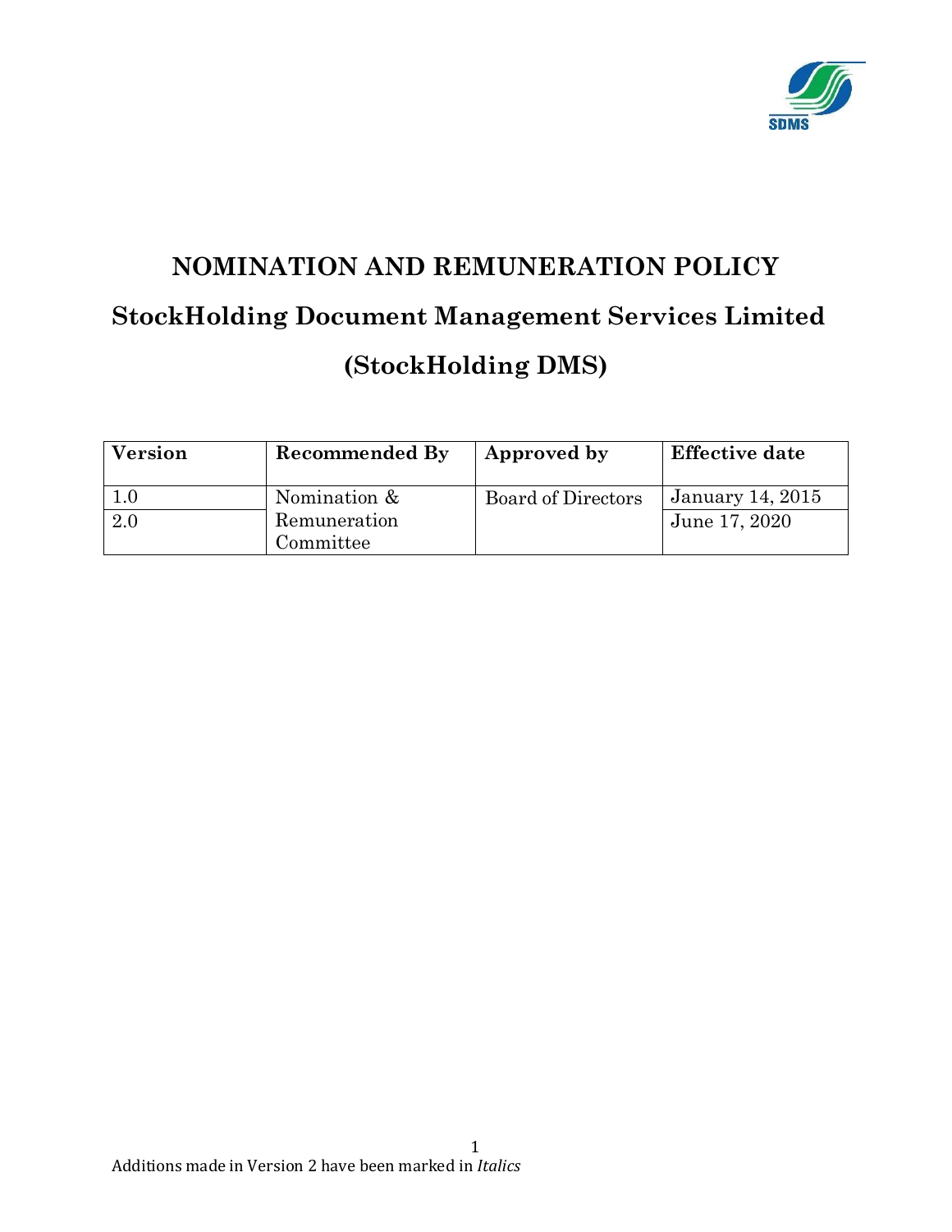# NOMINATION AND REMUNERATION POLICY

## StockHolding Document Management Services Limited

## (StockHolding DMS)

| Version | Recommended By | Approved by | Effective date |
|---|---|---|---|
| 1.0 | Nomination & Remuneration Committee | Board of Directors | January 14, 2015 |
| 2.0 | | | June 17, 2020 |

Additions made in Version 2 have been marked in *Italics*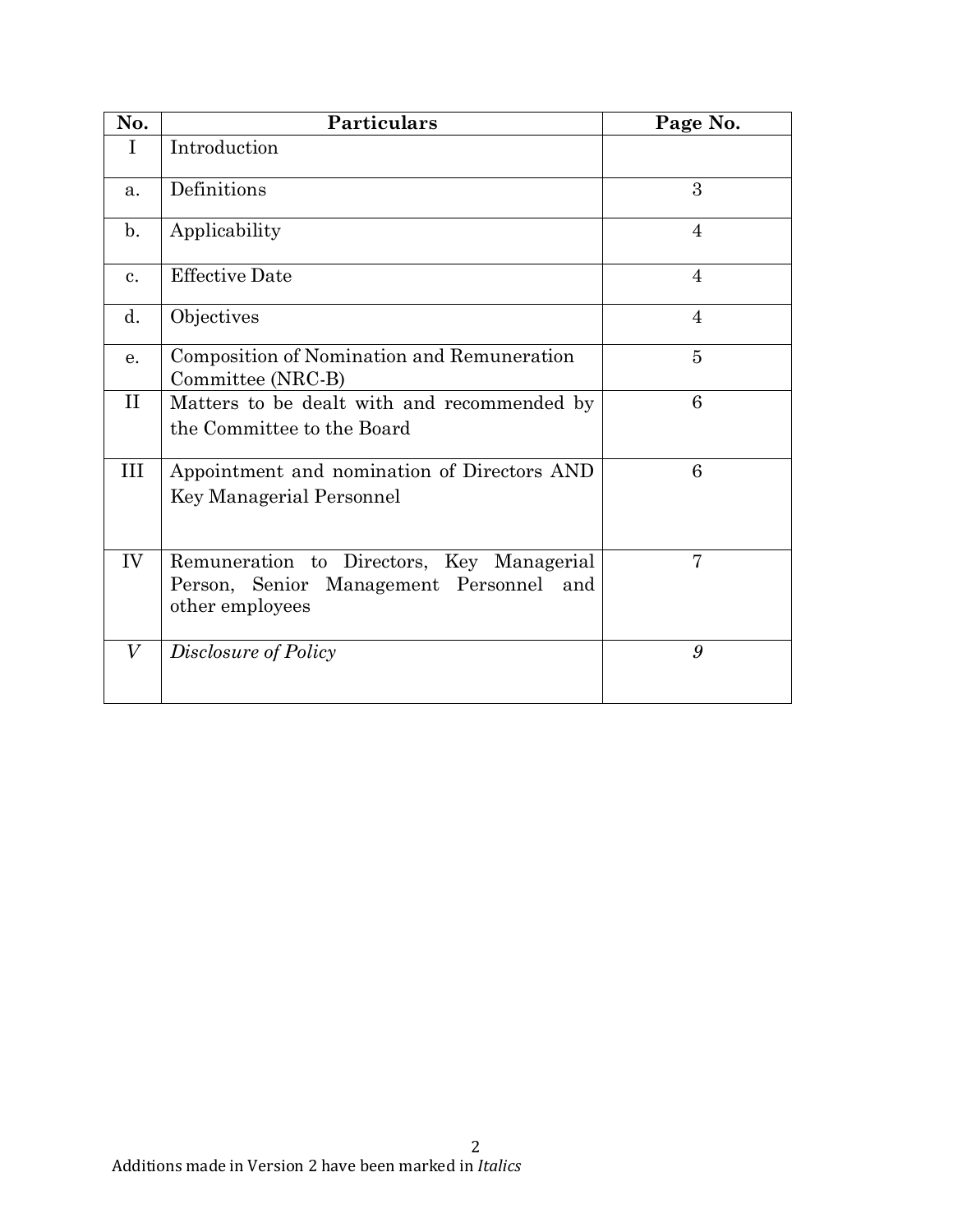| No. | Particulars | Page No. |
|---|---|---|
| I | Introduction | |
| a. | Definitions | 3 |
| b. | Applicability | 4 |
| c. | Effective Date | 4 |
| d. | Objectives | 4 |
| e. | Composition of Nomination and Remuneration Committee (NRC-B) | 5 |
| II | Matters to be dealt with and recommended by the Committee to the Board | 6 |
| III | Appointment and nomination of Directors AND Key Managerial Personnel | 6 |
| IV | Remuneration to Directors, Key Managerial Person, Senior Management Personnel and other employees | 7 |
| *V* | *Disclosure of Policy* | *9* |

Additions made in Version 2 have been marked in *Italics*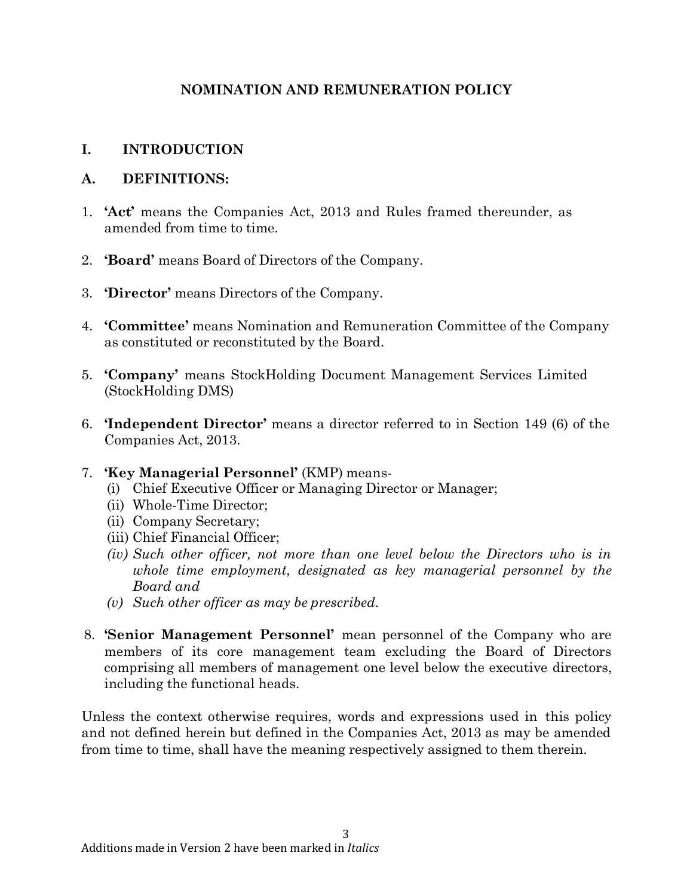# NOMINATION AND REMUNERATION POLICY

## I. INTRODUCTION

## A. DEFINITIONS:

1. **'Act'** means the Companies Act, 2013 and Rules framed thereunder, as amended from time to time.

2. **'Board'** means Board of Directors of the Company.

3. **'Director'** means Directors of the Company.

4. **'Committee'** means Nomination and Remuneration Committee of the Company as constituted or reconstituted by the Board.

5. **'Company'** means StockHolding Document Management Services Limited (StockHolding DMS)

6. **'Independent Director'** means a director referred to in Section 149 (6) of the Companies Act, 2013.

7. **'Key Managerial Personnel'** (KMP) means-
   (i) Chief Executive Officer or Managing Director or Manager;
   (ii) Whole-Time Director;
   (ii) Company Secretary;
   (iii) Chief Financial Officer;
   *(iv) Such other officer, not more than one level below the Directors who is in whole time employment, designated as key managerial personnel by the Board and*
   *(v) Such other officer as may be prescribed.*

8. **'Senior Management Personnel'** mean personnel of the Company who are members of its core management team excluding the Board of Directors comprising all members of management one level below the executive directors, including the functional heads.

Unless the context otherwise requires, words and expressions used in this policy and not defined herein but defined in the Companies Act, 2013 as may be amended from time to time, shall have the meaning respectively assigned to them therein.

Additions made in Version 2 have been marked in *Italics*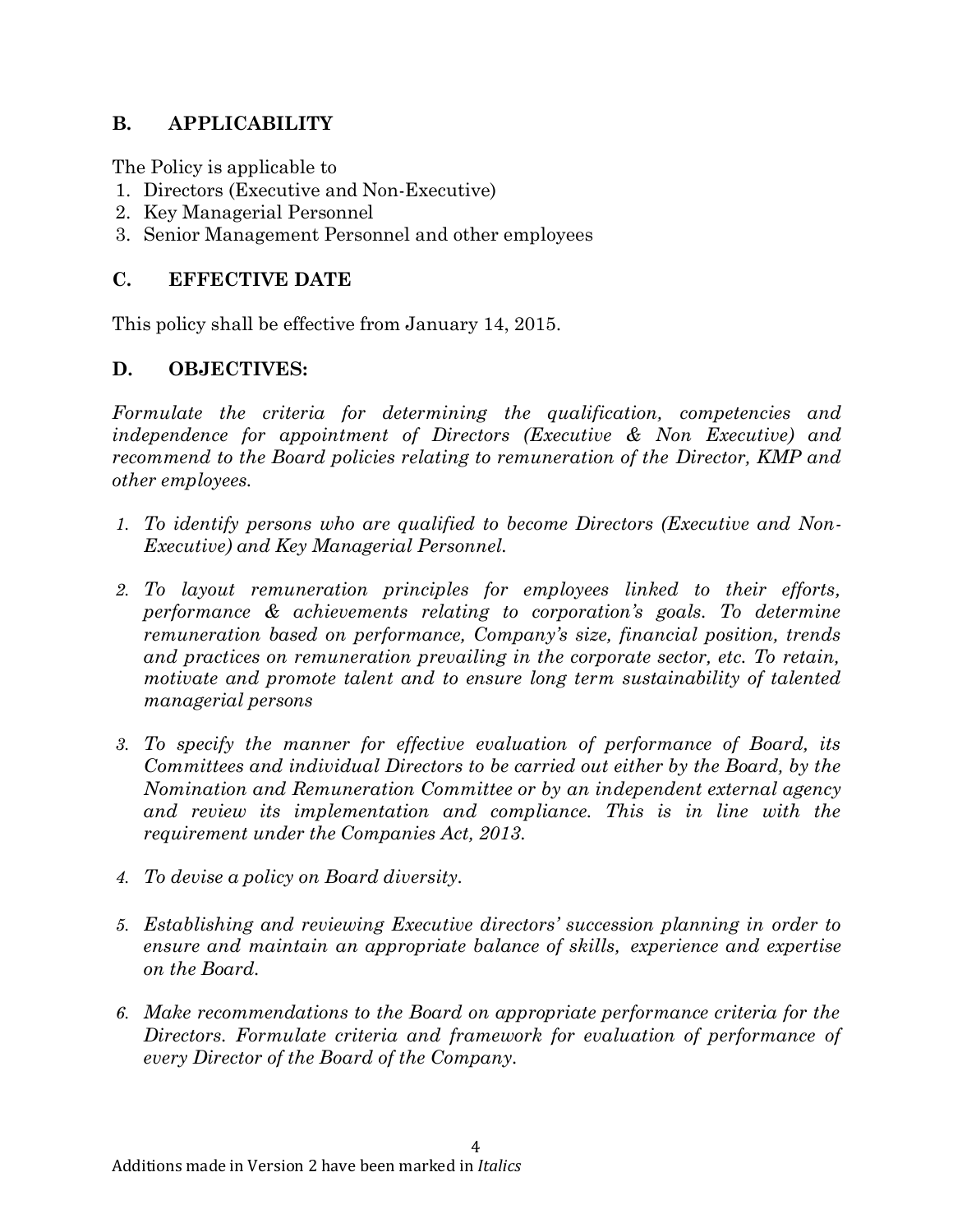## B. APPLICABILITY

The Policy is applicable to

1. Directors (Executive and Non-Executive)
2. Key Managerial Personnel
3. Senior Management Personnel and other employees

## C. EFFECTIVE DATE

This policy shall be effective from January 14, 2015.

## D. OBJECTIVES:

*Formulate the criteria for determining the qualification, competencies and independence for appointment of Directors (Executive & Non Executive) and recommend to the Board policies relating to remuneration of the Director, KMP and other employees.*

1. *To identify persons who are qualified to become Directors (Executive and Non-Executive) and Key Managerial Personnel.*

2. *To layout remuneration principles for employees linked to their efforts, performance & achievements relating to corporation's goals. To determine remuneration based on performance, Company's size, financial position, trends and practices on remuneration prevailing in the corporate sector, etc. To retain, motivate and promote talent and to ensure long term sustainability of talented managerial persons*

3. *To specify the manner for effective evaluation of performance of Board, its Committees and individual Directors to be carried out either by the Board, by the Nomination and Remuneration Committee or by an independent external agency and review its implementation and compliance. This is in line with the requirement under the Companies Act, 2013.*

4. *To devise a policy on Board diversity.*

5. *Establishing and reviewing Executive directors' succession planning in order to ensure and maintain an appropriate balance of skills, experience and expertise on the Board.*

6. *Make recommendations to the Board on appropriate performance criteria for the Directors. Formulate criteria and framework for evaluation of performance of every Director of the Board of the Company.*

Additions made in Version 2 have been marked in *Italics*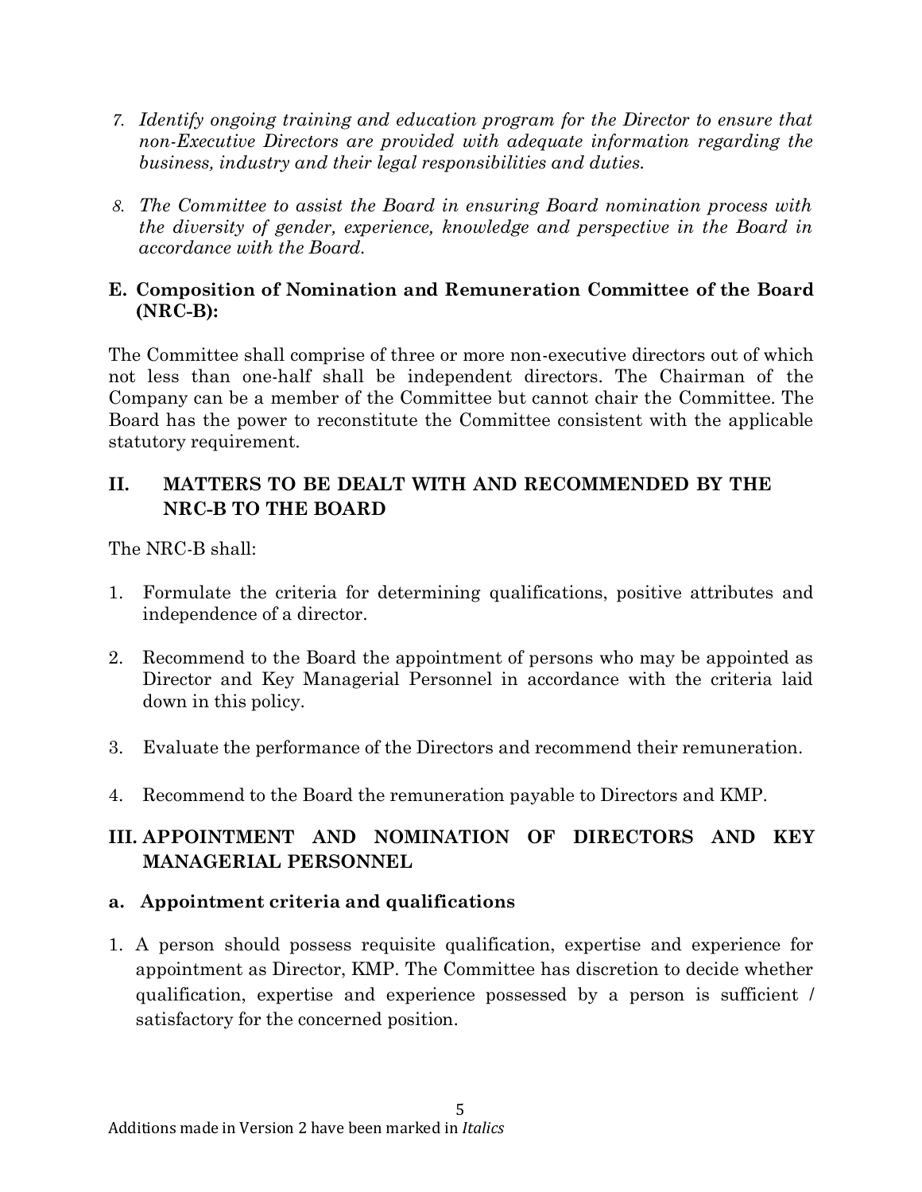7. *Identify ongoing training and education program for the Director to ensure that non-Executive Directors are provided with adequate information regarding the business, industry and their legal responsibilities and duties.*

8. *The Committee to assist the Board in ensuring Board nomination process with the diversity of gender, experience, knowledge and perspective in the Board in accordance with the Board.*

### E. Composition of Nomination and Remuneration Committee of the Board (NRC-B):

The Committee shall comprise of three or more non-executive directors out of which not less than one-half shall be independent directors. The Chairman of the Company can be a member of the Committee but cannot chair the Committee. The Board has the power to reconstitute the Committee consistent with the applicable statutory requirement.

## II. MATTERS TO BE DEALT WITH AND RECOMMENDED BY THE NRC-B TO THE BOARD

The NRC-B shall:

1. Formulate the criteria for determining qualifications, positive attributes and independence of a director.

2. Recommend to the Board the appointment of persons who may be appointed as Director and Key Managerial Personnel in accordance with the criteria laid down in this policy.

3. Evaluate the performance of the Directors and recommend their remuneration.

4. Recommend to the Board the remuneration payable to Directors and KMP.

## III. APPOINTMENT AND NOMINATION OF DIRECTORS AND KEY MANAGERIAL PERSONNEL

### a. Appointment criteria and qualifications

1. A person should possess requisite qualification, expertise and experience for appointment as Director, KMP. The Committee has discretion to decide whether qualification, expertise and experience possessed by a person is sufficient / satisfactory for the concerned position.

Additions made in Version 2 have been marked in *Italics*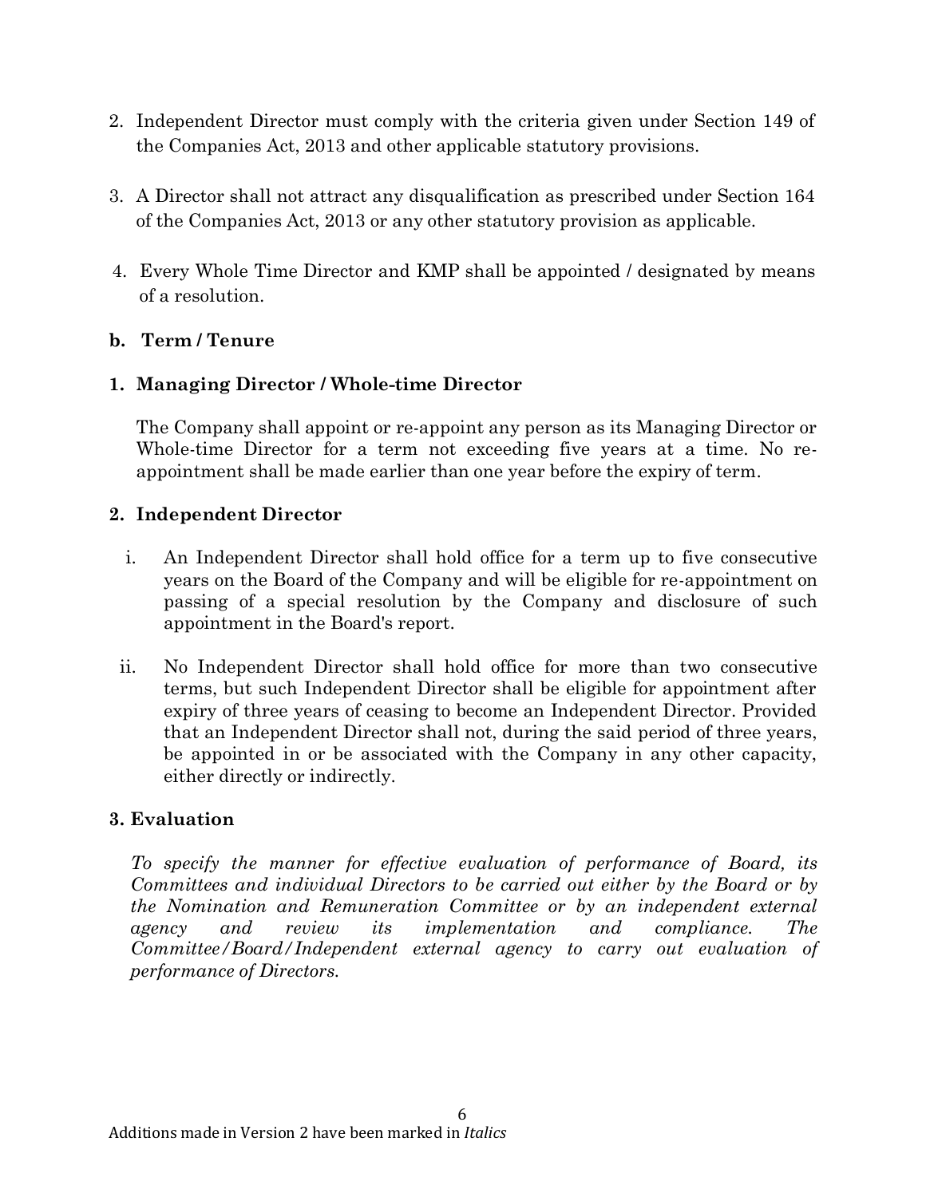2. Independent Director must comply with the criteria given under Section 149 of the Companies Act, 2013 and other applicable statutory provisions.

3. A Director shall not attract any disqualification as prescribed under Section 164 of the Companies Act, 2013 or any other statutory provision as applicable.

4. Every Whole Time Director and KMP shall be appointed / designated by means of a resolution.

**b. Term / Tenure**

**1. Managing Director / Whole-time Director**

The Company shall appoint or re-appoint any person as its Managing Director or Whole-time Director for a term not exceeding five years at a time. No re-appointment shall be made earlier than one year before the expiry of term.

**2. Independent Director**

i. An Independent Director shall hold office for a term up to five consecutive years on the Board of the Company and will be eligible for re-appointment on passing of a special resolution by the Company and disclosure of such appointment in the Board's report.

ii. No Independent Director shall hold office for more than two consecutive terms, but such Independent Director shall be eligible for appointment after expiry of three years of ceasing to become an Independent Director. Provided that an Independent Director shall not, during the said period of three years, be appointed in or be associated with the Company in any other capacity, either directly or indirectly.

**3. Evaluation**

*To specify the manner for effective evaluation of performance of Board, its Committees and individual Directors to be carried out either by the Board or by the Nomination and Remuneration Committee or by an independent external agency and review its implementation and compliance. The Committee/Board/Independent external agency to carry out evaluation of performance of Directors.*

Additions made in Version 2 have been marked in *Italics*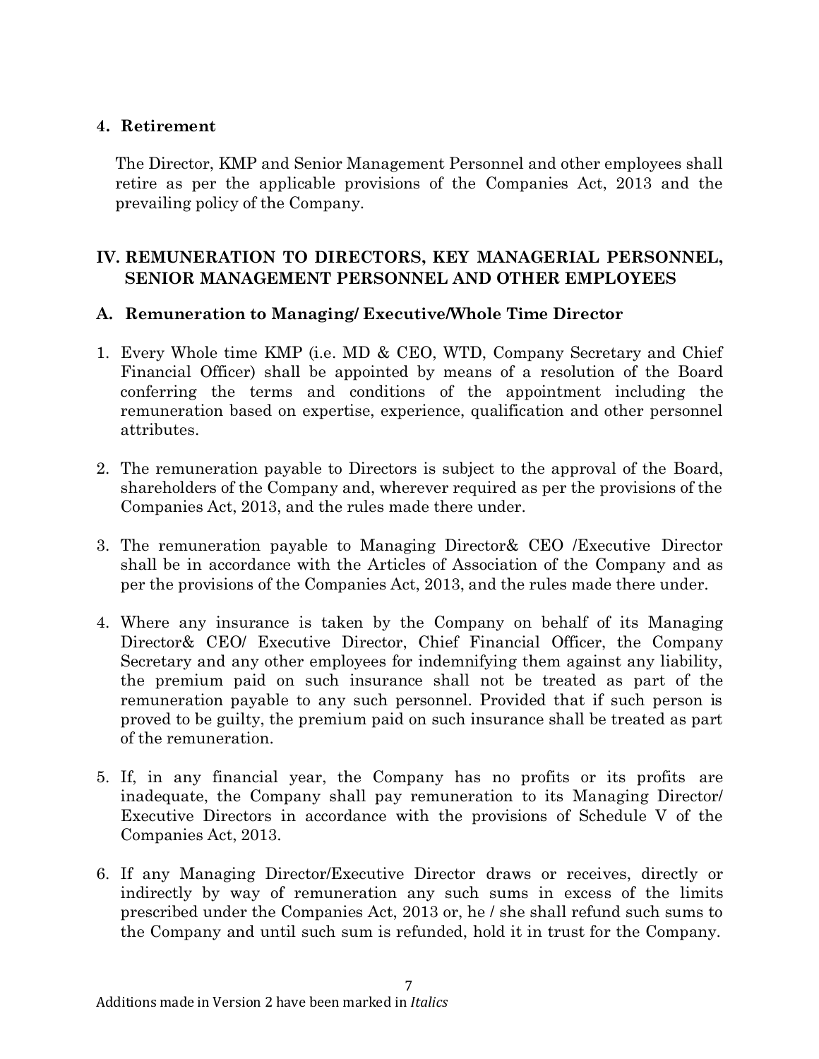**4. Retirement**

The Director, KMP and Senior Management Personnel and other employees shall retire as per the applicable provisions of the Companies Act, 2013 and the prevailing policy of the Company.

## IV. REMUNERATION TO DIRECTORS, KEY MANAGERIAL PERSONNEL, SENIOR MANAGEMENT PERSONNEL AND OTHER EMPLOYEES

### A. Remuneration to Managing/ Executive/Whole Time Director

1. Every Whole time KMP (i.e. MD & CEO, WTD, Company Secretary and Chief Financial Officer) shall be appointed by means of a resolution of the Board conferring the terms and conditions of the appointment including the remuneration based on expertise, experience, qualification and other personnel attributes.

2. The remuneration payable to Directors is subject to the approval of the Board, shareholders of the Company and, wherever required as per the provisions of the Companies Act, 2013, and the rules made there under.

3. The remuneration payable to Managing Director& CEO /Executive Director shall be in accordance with the Articles of Association of the Company and as per the provisions of the Companies Act, 2013, and the rules made there under.

4. Where any insurance is taken by the Company on behalf of its Managing Director& CEO/ Executive Director, Chief Financial Officer, the Company Secretary and any other employees for indemnifying them against any liability, the premium paid on such insurance shall not be treated as part of the remuneration payable to any such personnel. Provided that if such person is proved to be guilty, the premium paid on such insurance shall be treated as part of the remuneration.

5. If, in any financial year, the Company has no profits or its profits are inadequate, the Company shall pay remuneration to its Managing Director/ Executive Directors in accordance with the provisions of Schedule V of the Companies Act, 2013.

6. If any Managing Director/Executive Director draws or receives, directly or indirectly by way of remuneration any such sums in excess of the limits prescribed under the Companies Act, 2013 or, he / she shall refund such sums to the Company and until such sum is refunded, hold it in trust for the Company.

Additions made in Version 2 have been marked in *Italics*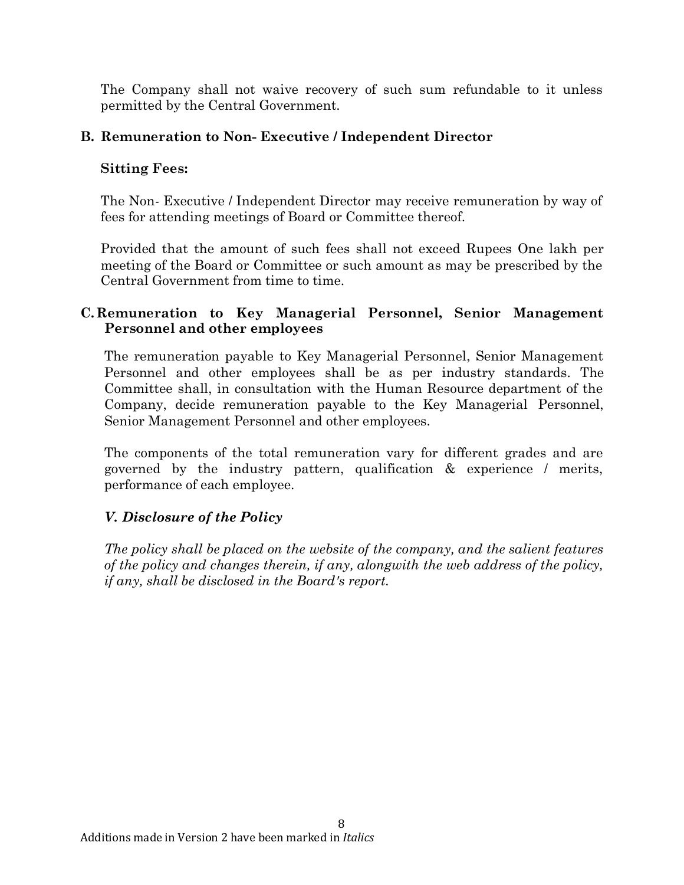The Company shall not waive recovery of such sum refundable to it unless permitted by the Central Government.

### B. Remuneration to Non- Executive / Independent Director

**Sitting Fees:**

The Non- Executive / Independent Director may receive remuneration by way of fees for attending meetings of Board or Committee thereof.

Provided that the amount of such fees shall not exceed Rupees One lakh per meeting of the Board or Committee or such amount as may be prescribed by the Central Government from time to time.

### C. Remuneration to Key Managerial Personnel, Senior Management Personnel and other employees

The remuneration payable to Key Managerial Personnel, Senior Management Personnel and other employees shall be as per industry standards. The Committee shall, in consultation with the Human Resource department of the Company, decide remuneration payable to the Key Managerial Personnel, Senior Management Personnel and other employees.

The components of the total remuneration vary for different grades and are governed by the industry pattern, qualification & experience / merits, performance of each employee.

## *V. Disclosure of the Policy*

*The policy shall be placed on the website of the company, and the salient features of the policy and changes therein, if any, alongwith the web address of the policy, if any, shall be disclosed in the Board's report.*

Additions made in Version 2 have been marked in *Italics*